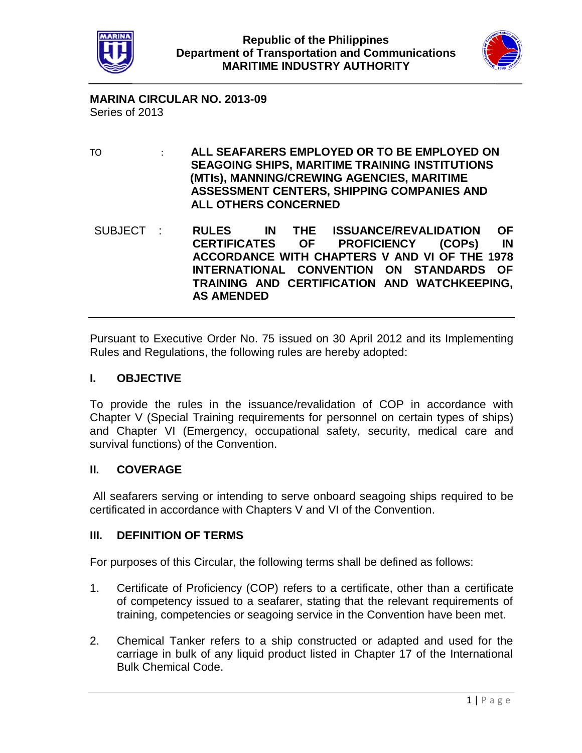**Republic of the Philippines**
**Department of Transportation and Communications**
**MARITIME INDUSTRY AUTHORITY**

**MARINA CIRCULAR NO. 2013-09**
Series of 2013

TO : **ALL SEAFARERS EMPLOYED OR TO BE EMPLOYED ON SEAGOING SHIPS, MARITIME TRAINING INSTITUTIONS (MTIs), MANNING/CREWING AGENCIES, MARITIME ASSESSMENT CENTERS, SHIPPING COMPANIES AND ALL OTHERS CONCERNED**

SUBJECT : **RULES IN THE ISSUANCE/REVALIDATION OF CERTIFICATES OF PROFICIENCY (COPs) IN ACCORDANCE WITH CHAPTERS V AND VI OF THE 1978 INTERNATIONAL CONVENTION ON STANDARDS OF TRAINING AND CERTIFICATION AND WATCHKEEPING, AS AMENDED**

---

Pursuant to Executive Order No. 75 issued on 30 April 2012 and its Implementing Rules and Regulations, the following rules are hereby adopted:

## I. OBJECTIVE

To provide the rules in the issuance/revalidation of COP in accordance with Chapter V (Special Training requirements for personnel on certain types of ships) and Chapter VI (Emergency, occupational safety, security, medical care and survival functions) of the Convention.

## II. COVERAGE

All seafarers serving or intending to serve onboard seagoing ships required to be certificated in accordance with Chapters V and VI of the Convention.

## III. DEFINITION OF TERMS

For purposes of this Circular, the following terms shall be defined as follows:

1. Certificate of Proficiency (COP) refers to a certificate, other than a certificate of competency issued to a seafarer, stating that the relevant requirements of training, competencies or seagoing service in the Convention have been met.

2. Chemical Tanker refers to a ship constructed or adapted and used for the carriage in bulk of any liquid product listed in Chapter 17 of the International Bulk Chemical Code.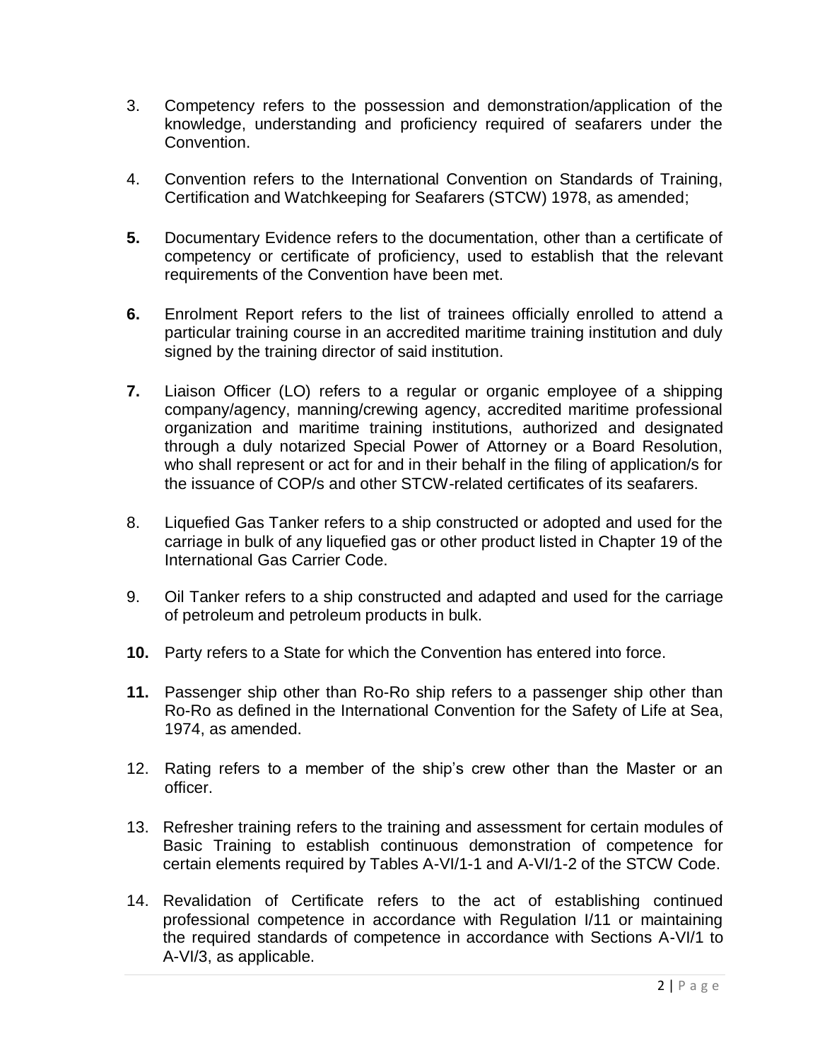3. Competency refers to the possession and demonstration/application of the knowledge, understanding and proficiency required of seafarers under the Convention.

4. Convention refers to the International Convention on Standards of Training, Certification and Watchkeeping for Seafarers (STCW) 1978, as amended;

**5.** Documentary Evidence refers to the documentation, other than a certificate of competency or certificate of proficiency, used to establish that the relevant requirements of the Convention have been met.

**6.** Enrolment Report refers to the list of trainees officially enrolled to attend a particular training course in an accredited maritime training institution and duly signed by the training director of said institution.

**7.** Liaison Officer (LO) refers to a regular or organic employee of a shipping company/agency, manning/crewing agency, accredited maritime professional organization and maritime training institutions, authorized and designated through a duly notarized Special Power of Attorney or a Board Resolution, who shall represent or act for and in their behalf in the filing of application/s for the issuance of COP/s and other STCW-related certificates of its seafarers.

8. Liquefied Gas Tanker refers to a ship constructed or adopted and used for the carriage in bulk of any liquefied gas or other product listed in Chapter 19 of the International Gas Carrier Code.

9. Oil Tanker refers to a ship constructed and adapted and used for the carriage of petroleum and petroleum products in bulk.

**10.** Party refers to a State for which the Convention has entered into force.

**11.** Passenger ship other than Ro-Ro ship refers to a passenger ship other than Ro-Ro as defined in the International Convention for the Safety of Life at Sea, 1974, as amended.

12. Rating refers to a member of the ship's crew other than the Master or an officer.

13. Refresher training refers to the training and assessment for certain modules of Basic Training to establish continuous demonstration of competence for certain elements required by Tables A-VI/1-1 and A-VI/1-2 of the STCW Code.

14. Revalidation of Certificate refers to the act of establishing continued professional competence in accordance with Regulation I/11 or maintaining the required standards of competence in accordance with Sections A-VI/1 to A-VI/3, as applicable.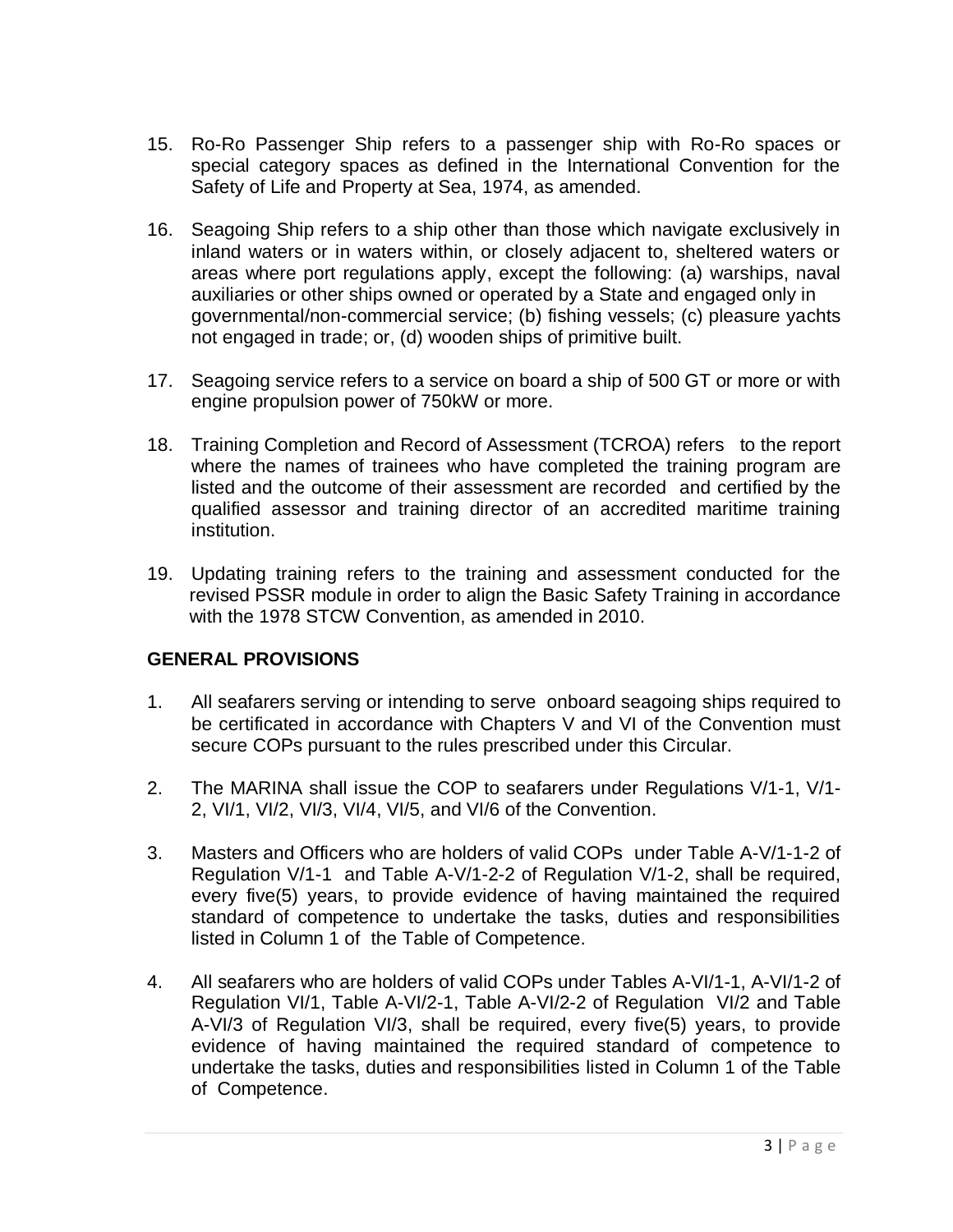15. Ro-Ro Passenger Ship refers to a passenger ship with Ro-Ro spaces or special category spaces as defined in the International Convention for the Safety of Life and Property at Sea, 1974, as amended.

16. Seagoing Ship refers to a ship other than those which navigate exclusively in inland waters or in waters within, or closely adjacent to, sheltered waters or areas where port regulations apply, except the following: (a) warships, naval auxiliaries or other ships owned or operated by a State and engaged only in governmental/non-commercial service; (b) fishing vessels; (c) pleasure yachts not engaged in trade; or, (d) wooden ships of primitive built.

17. Seagoing service refers to a service on board a ship of 500 GT or more or with engine propulsion power of 750kW or more.

18. Training Completion and Record of Assessment (TCROA) refers to the report where the names of trainees who have completed the training program are listed and the outcome of their assessment are recorded and certified by the qualified assessor and training director of an accredited maritime training institution.

19. Updating training refers to the training and assessment conducted for the revised PSSR module in order to align the Basic Safety Training in accordance with the 1978 STCW Convention, as amended in 2010.

## GENERAL PROVISIONS

1. All seafarers serving or intending to serve onboard seagoing ships required to be certificated in accordance with Chapters V and VI of the Convention must secure COPs pursuant to the rules prescribed under this Circular.

2. The MARINA shall issue the COP to seafarers under Regulations V/1-1, V/1-2, VI/1, VI/2, VI/3, VI/4, VI/5, and VI/6 of the Convention.

3. Masters and Officers who are holders of valid COPs under Table A-V/1-1-2 of Regulation V/1-1 and Table A-V/1-2-2 of Regulation V/1-2, shall be required, every five(5) years, to provide evidence of having maintained the required standard of competence to undertake the tasks, duties and responsibilities listed in Column 1 of the Table of Competence.

4. All seafarers who are holders of valid COPs under Tables A-VI/1-1, A-VI/1-2 of Regulation VI/1, Table A-VI/2-1, Table A-VI/2-2 of Regulation VI/2 and Table A-VI/3 of Regulation VI/3, shall be required, every five(5) years, to provide evidence of having maintained the required standard of competence to undertake the tasks, duties and responsibilities listed in Column 1 of the Table of Competence.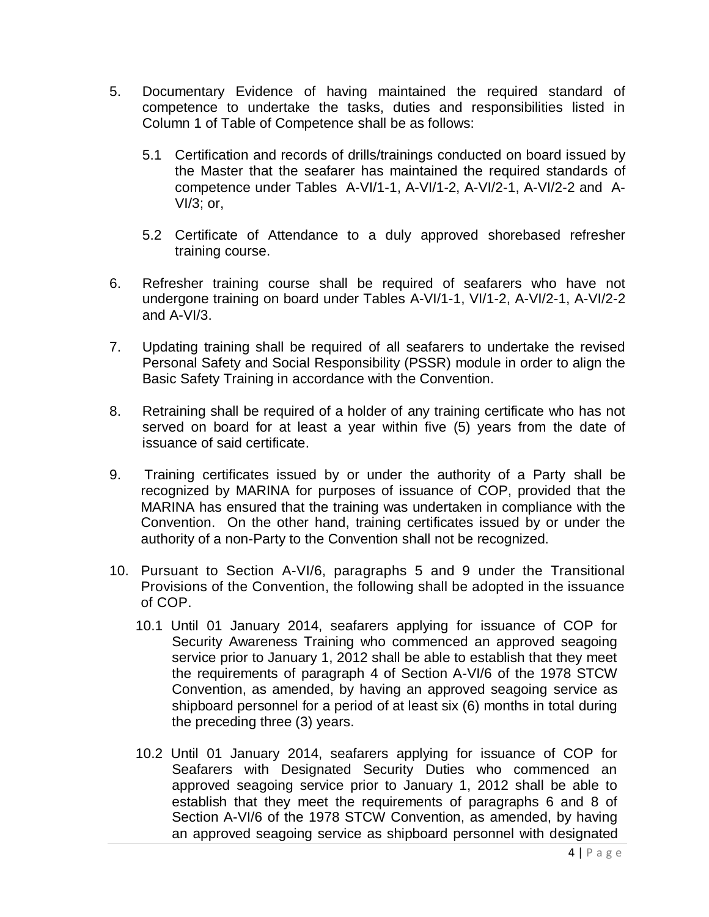5. Documentary Evidence of having maintained the required standard of competence to undertake the tasks, duties and responsibilities listed in Column 1 of Table of Competence shall be as follows:

   5.1 Certification and records of drills/trainings conducted on board issued by the Master that the seafarer has maintained the required standards of competence under Tables A-VI/1-1, A-VI/1-2, A-VI/2-1, A-VI/2-2 and A-VI/3; or,

   5.2 Certificate of Attendance to a duly approved shorebased refresher training course.

6. Refresher training course shall be required of seafarers who have not undergone training on board under Tables A-VI/1-1, VI/1-2, A-VI/2-1, A-VI/2-2 and A-VI/3.

7. Updating training shall be required of all seafarers to undertake the revised Personal Safety and Social Responsibility (PSSR) module in order to align the Basic Safety Training in accordance with the Convention.

8. Retraining shall be required of a holder of any training certificate who has not served on board for at least a year within five (5) years from the date of issuance of said certificate.

9. Training certificates issued by or under the authority of a Party shall be recognized by MARINA for purposes of issuance of COP, provided that the MARINA has ensured that the training was undertaken in compliance with the Convention. On the other hand, training certificates issued by or under the authority of a non-Party to the Convention shall not be recognized.

10. Pursuant to Section A-VI/6, paragraphs 5 and 9 under the Transitional Provisions of the Convention, the following shall be adopted in the issuance of COP.

    10.1 Until 01 January 2014, seafarers applying for issuance of COP for Security Awareness Training who commenced an approved seagoing service prior to January 1, 2012 shall be able to establish that they meet the requirements of paragraph 4 of Section A-VI/6 of the 1978 STCW Convention, as amended, by having an approved seagoing service as shipboard personnel for a period of at least six (6) months in total during the preceding three (3) years.

    10.2 Until 01 January 2014, seafarers applying for issuance of COP for Seafarers with Designated Security Duties who commenced an approved seagoing service prior to January 1, 2012 shall be able to establish that they meet the requirements of paragraphs 6 and 8 of Section A-VI/6 of the 1978 STCW Convention, as amended, by having an approved seagoing service as shipboard personnel with designated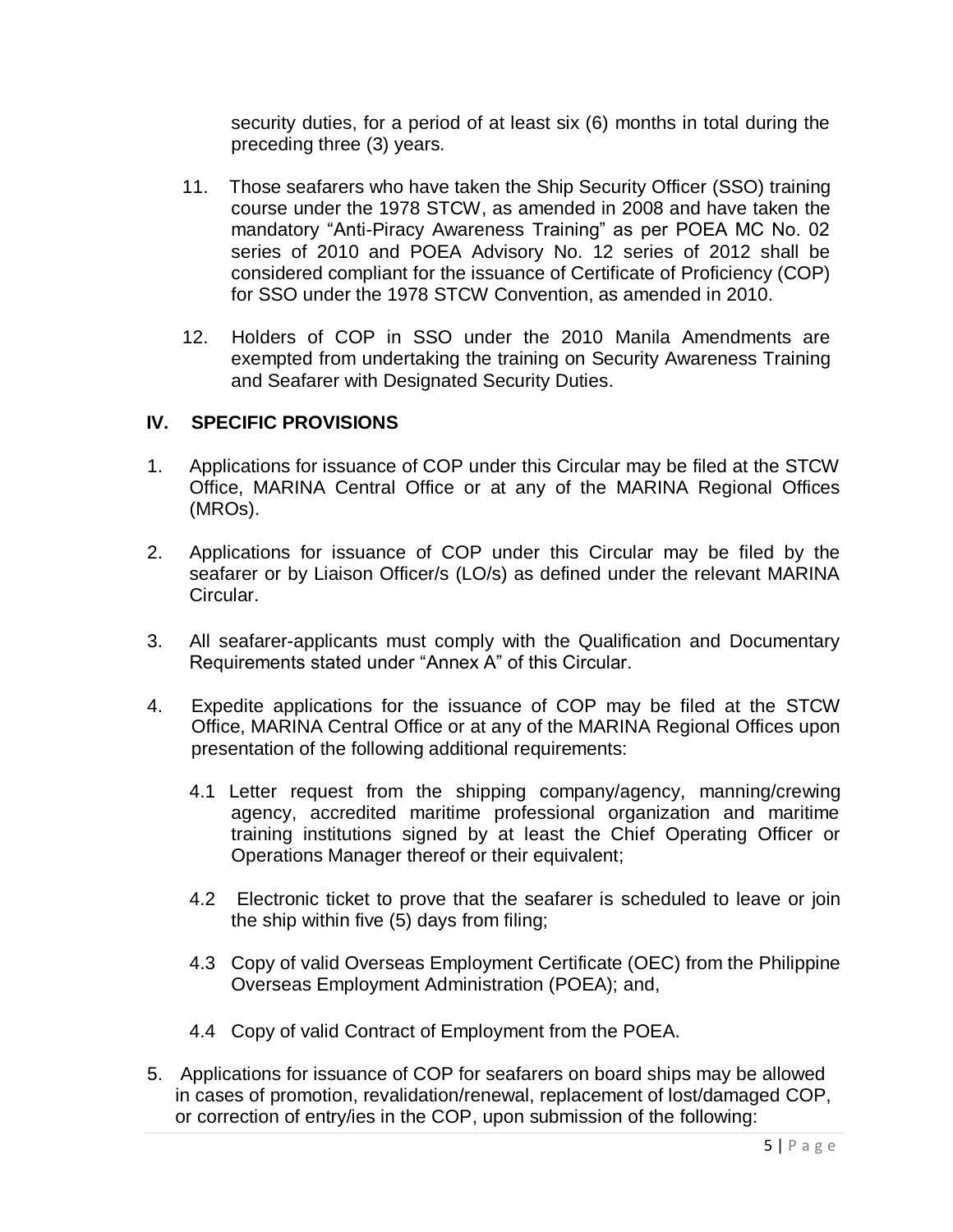security duties, for a period of at least six (6) months in total during the preceding three (3) years.

11. Those seafarers who have taken the Ship Security Officer (SSO) training course under the 1978 STCW, as amended in 2008 and have taken the mandatory "Anti-Piracy Awareness Training" as per POEA MC No. 02 series of 2010 and POEA Advisory No. 12 series of 2012 shall be considered compliant for the issuance of Certificate of Proficiency (COP) for SSO under the 1978 STCW Convention, as amended in 2010.

12. Holders of COP in SSO under the 2010 Manila Amendments are exempted from undertaking the training on Security Awareness Training and Seafarer with Designated Security Duties.

## IV. SPECIFIC PROVISIONS

1. Applications for issuance of COP under this Circular may be filed at the STCW Office, MARINA Central Office or at any of the MARINA Regional Offices (MROs).

2. Applications for issuance of COP under this Circular may be filed by the seafarer or by Liaison Officer/s (LO/s) as defined under the relevant MARINA Circular.

3. All seafarer-applicants must comply with the Qualification and Documentary Requirements stated under "Annex A" of this Circular.

4. Expedite applications for the issuance of COP may be filed at the STCW Office, MARINA Central Office or at any of the MARINA Regional Offices upon presentation of the following additional requirements:

   4.1 Letter request from the shipping company/agency, manning/crewing agency, accredited maritime professional organization and maritime training institutions signed by at least the Chief Operating Officer or Operations Manager thereof or their equivalent;

   4.2 Electronic ticket to prove that the seafarer is scheduled to leave or join the ship within five (5) days from filing;

   4.3 Copy of valid Overseas Employment Certificate (OEC) from the Philippine Overseas Employment Administration (POEA); and,

   4.4 Copy of valid Contract of Employment from the POEA.

5. Applications for issuance of COP for seafarers on board ships may be allowed in cases of promotion, revalidation/renewal, replacement of lost/damaged COP, or correction of entry/ies in the COP, upon submission of the following: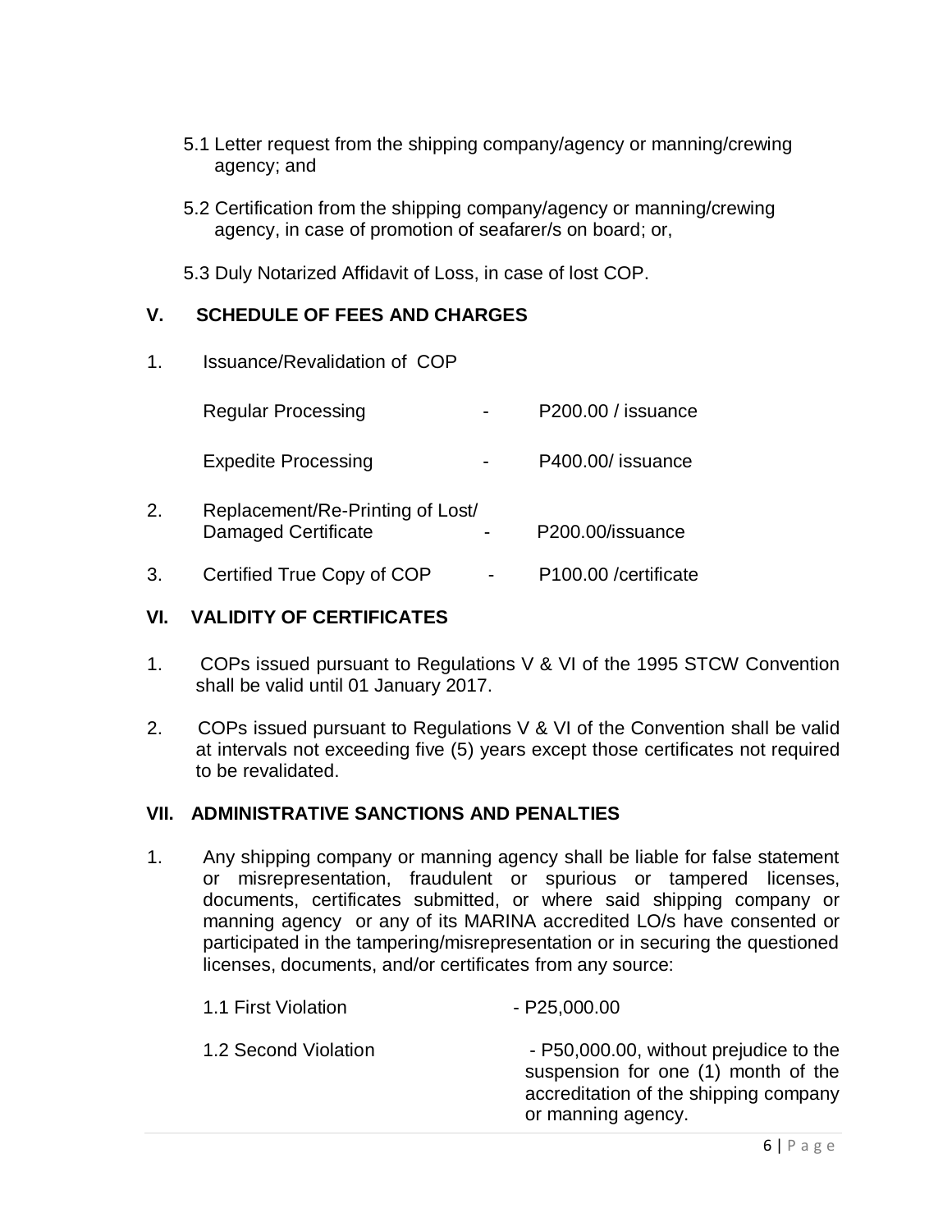5.1 Letter request from the shipping company/agency or manning/crewing agency; and

5.2 Certification from the shipping company/agency or manning/crewing agency, in case of promotion of seafarer/s on board; or,

5.3 Duly Notarized Affidavit of Loss, in case of lost COP.

## V. SCHEDULE OF FEES AND CHARGES

1. Issuance/Revalidation of COP

| | | |
|---|---|---|
| Regular Processing | - | P200.00 / issuance |
| Expedite Processing | - | P400.00/ issuance |

2. Replacement/Re-Printing of Lost/ Damaged Certificate - P200.00/issuance

3. Certified True Copy of COP - P100.00 /certificate

## VI. VALIDITY OF CERTIFICATES

1. COPs issued pursuant to Regulations V & VI of the 1995 STCW Convention shall be valid until 01 January 2017.

2. COPs issued pursuant to Regulations V & VI of the Convention shall be valid at intervals not exceeding five (5) years except those certificates not required to be revalidated.

## VII. ADMINISTRATIVE SANCTIONS AND PENALTIES

1. Any shipping company or manning agency shall be liable for false statement or misrepresentation, fraudulent or spurious or tampered licenses, documents, certificates submitted, or where said shipping company or manning agency or any of its MARINA accredited LO/s have consented or participated in the tampering/misrepresentation or in securing the questioned licenses, documents, and/or certificates from any source:

| | |
|---|---|
| 1.1 First Violation | - P25,000.00 |
| 1.2 Second Violation | - P50,000.00, without prejudice to the suspension for one (1) month of the accreditation of the shipping company or manning agency. |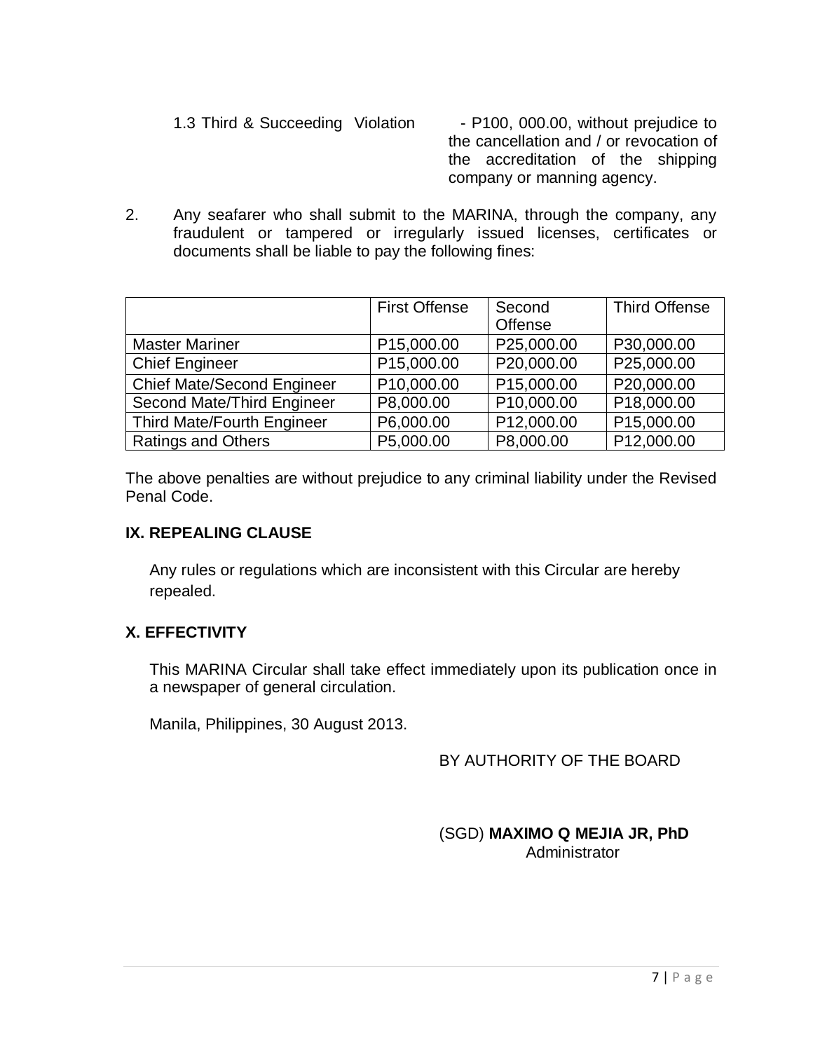1.3 Third & Succeeding Violation - P100, 000.00, without prejudice to the cancellation and / or revocation of the accreditation of the shipping company or manning agency.

2. Any seafarer who shall submit to the MARINA, through the company, any fraudulent or tampered or irregularly issued licenses, certificates or documents shall be liable to pay the following fines:

| | First Offense | Second Offense | Third Offense |
|---|---|---|---|
| Master Mariner | P15,000.00 | P25,000.00 | P30,000.00 |
| Chief Engineer | P15,000.00 | P20,000.00 | P25,000.00 |
| Chief Mate/Second Engineer | P10,000.00 | P15,000.00 | P20,000.00 |
| Second Mate/Third Engineer | P8,000.00 | P10,000.00 | P18,000.00 |
| Third Mate/Fourth Engineer | P6,000.00 | P12,000.00 | P15,000.00 |
| Ratings and Others | P5,000.00 | P8,000.00 | P12,000.00 |

The above penalties are without prejudice to any criminal liability under the Revised Penal Code.

## IX. REPEALING CLAUSE

Any rules or regulations which are inconsistent with this Circular are hereby repealed.

## X. EFFECTIVITY

This MARINA Circular shall take effect immediately upon its publication once in a newspaper of general circulation.

Manila, Philippines, 30 August 2013.

BY AUTHORITY OF THE BOARD

(SGD) **MAXIMO Q MEJIA JR, PhD**
Administrator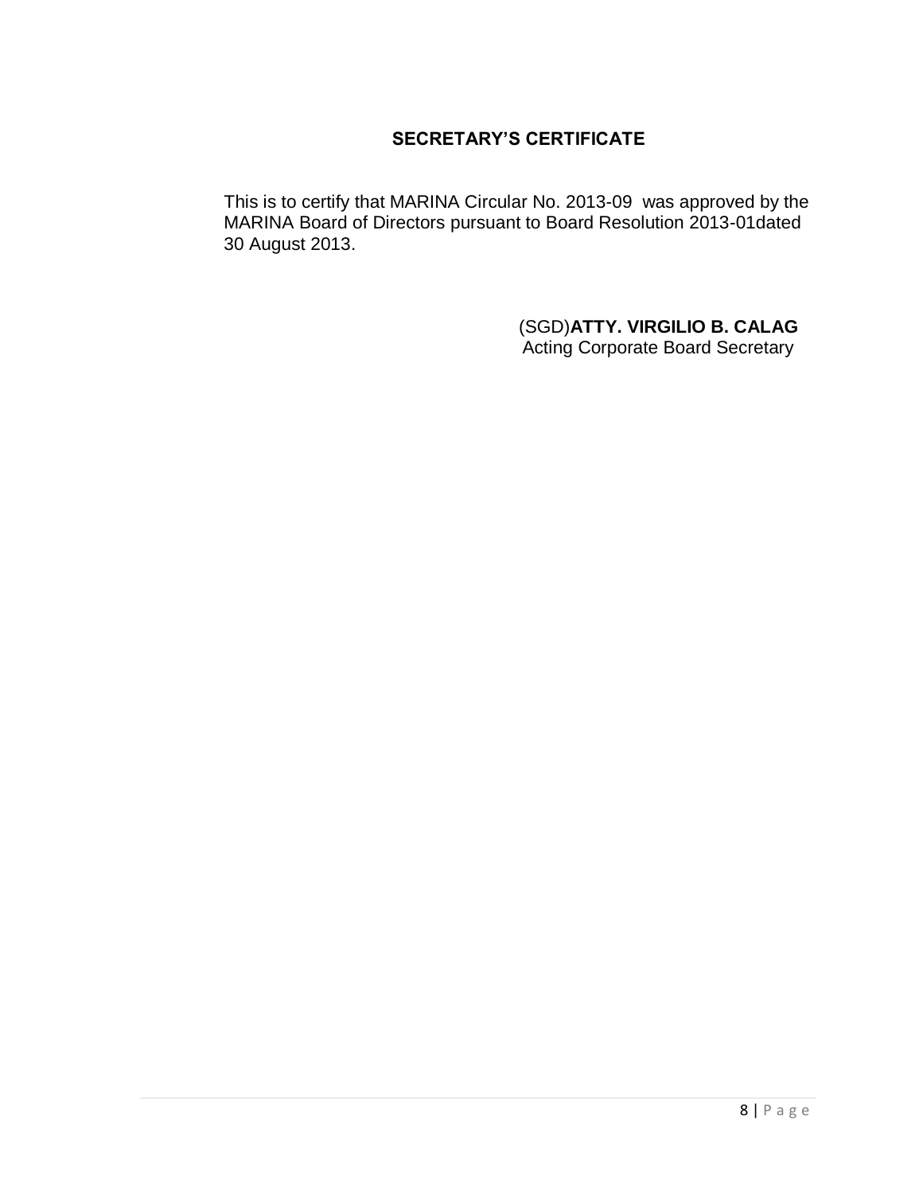## SECRETARY'S CERTIFICATE

This is to certify that MARINA Circular No. 2013-09 was approved by the MARINA Board of Directors pursuant to Board Resolution 2013-01dated 30 August 2013.

(SGD)**ATTY. VIRGILIO B. CALAG**
Acting Corporate Board Secretary